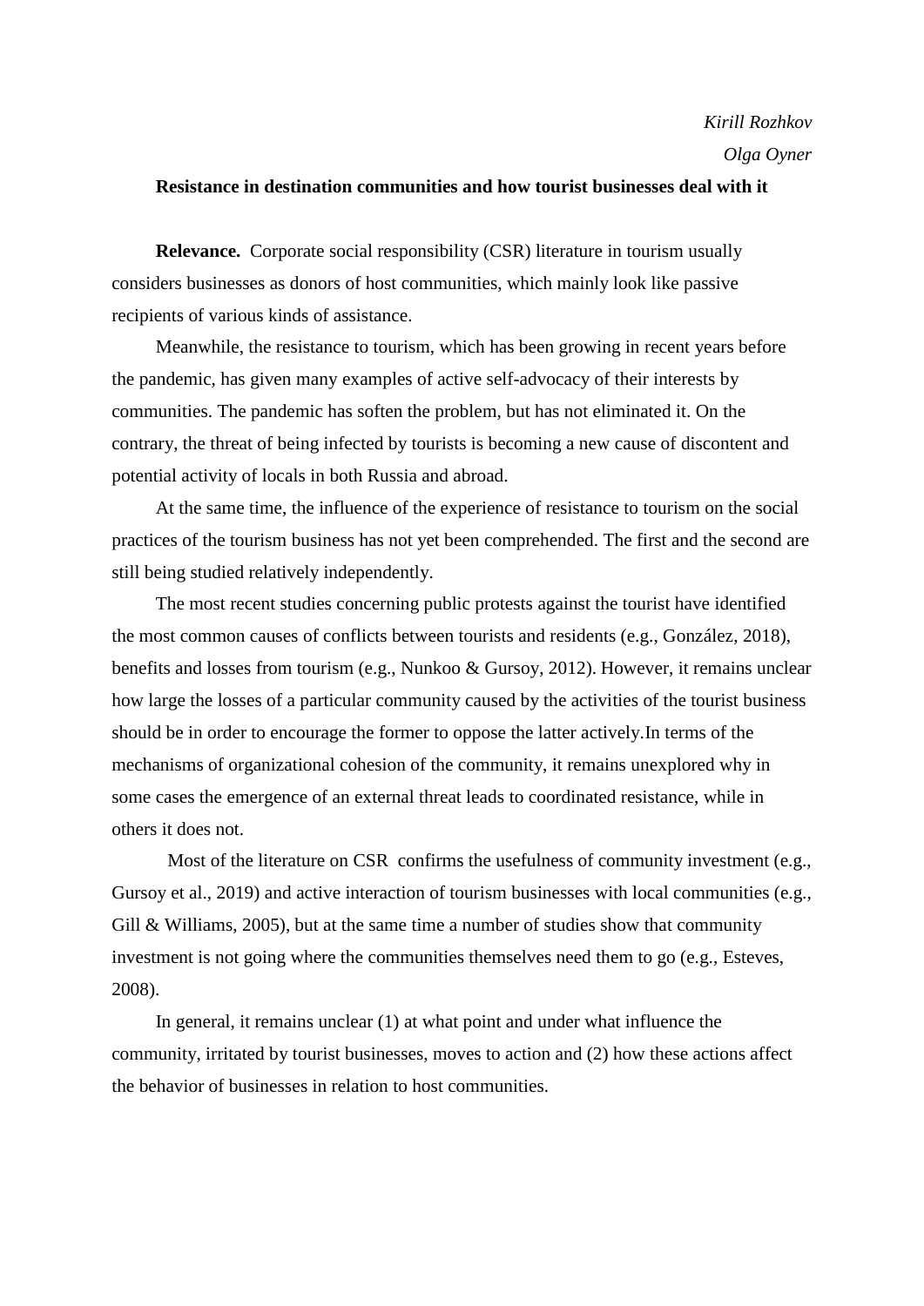*Kirill Rozhkov*

*Olga Oyner*

**Resistance in destination communities and how tourist businesses deal with it**

**Relevance.** Corporate social responsibility (CSR) literature in tourism usually considers businesses as donors of host communities, which mainly look like passive recipients of various kinds of assistance.

Meanwhile, the resistance to tourism, which has been growing in recent years before the pandemic, has given many examples of active self-advocacy of their interests by communities. The pandemic has soften the problem, but has not eliminated it. On the contrary, the threat of being infected by tourists is becoming a new cause of discontent and potential activity of locals in both Russia and abroad.

At the same time, the influence of the experience of resistance to tourism on the social practices of the tourism business has not yet been comprehended. The first and the second are still being studied relatively independently.

The most recent studies concerning public protests against the tourist have identified the most common causes of conflicts between tourists and residents (e.g., González, 2018), benefits and losses from tourism (e.g., Nunkoo & Gursoy, 2012). However, it remains unclear how large the losses of a particular community caused by the activities of the tourist business should be in order to encourage the former to oppose the latter actively.In terms of the mechanisms of organizational cohesion of the community, it remains unexplored why in some cases the emergence of an external threat leads to coordinated resistance, while in others it does not.

Most of the literature on CSR confirms the usefulness of community investment (e.g., Gursoy et al., 2019) and active interaction of tourism businesses with local communities (e.g., Gill & Williams, 2005), but at the same time a number of studies show that community investment is not going where the communities themselves need them to go (e.g., Esteves, 2008).

In general, it remains unclear (1) at what point and under what influence the community, irritated by tourist businesses, moves to action and (2) how these actions affect the behavior of businesses in relation to host communities.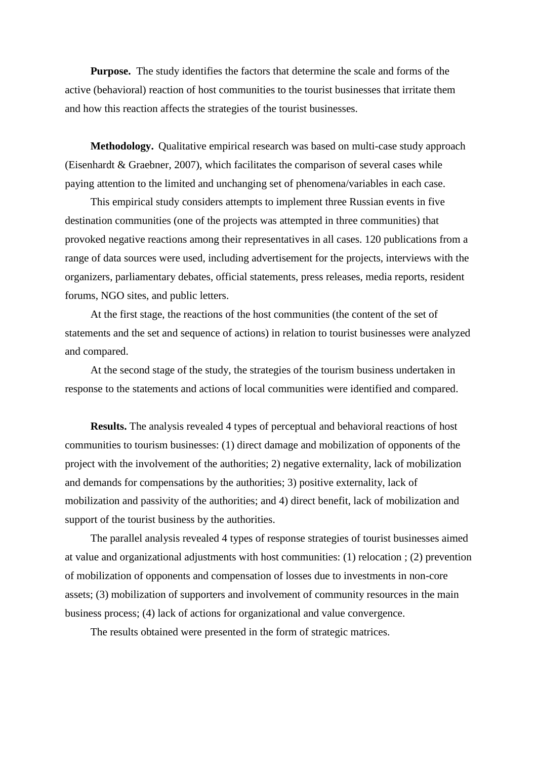**Purpose.** The study identifies the factors that determine the scale and forms of the active (behavioral) reaction of host communities to the tourist businesses that irritate them and how this reaction affects the strategies of the tourist businesses.

**Methodology.** Qualitative empirical research was based on multi-case study approach (Eisenhardt & Graebner, 2007), which facilitates the comparison of several cases while paying attention to the limited and unchanging set of phenomena/variables in each case.

This empirical study considers attempts to implement three Russian events in five destination communities (one of the projects was attempted in three communities) that provoked negative reactions among their representatives in all cases. 120 publications from a range of data sources were used, including advertisement for the projects, interviews with the organizers, parliamentary debates, official statements, press releases, media reports, resident forums, NGO sites, and public letters.

At the first stage, the reactions of the host communities (the content of the set of statements and the set and sequence of actions) in relation to tourist businesses were analyzed and compared.

At the second stage of the study, the strategies of the tourism business undertaken in response to the statements and actions of local communities were identified and compared.

**Results.** The analysis revealed 4 types of perceptual and behavioral reactions of host communities to tourism businesses: (1) direct damage and mobilization of opponents of the project with the involvement of the authorities; 2) negative externality, lack of mobilization and demands for compensations by the authorities; 3) positive externality, lack of mobilization and passivity of the authorities; and 4) direct benefit, lack of mobilization and support of the tourist business by the authorities.

The parallel analysis revealed 4 types of response strategies of tourist businesses aimed at value and organizational adjustments with host communities: (1) relocation ; (2) prevention of mobilization of opponents and compensation of losses due to investments in non-core assets; (3) mobilization of supporters and involvement of community resources in the main business process; (4) lack of actions for organizational and value convergence.

The results obtained were presented in the form of strategic matrices.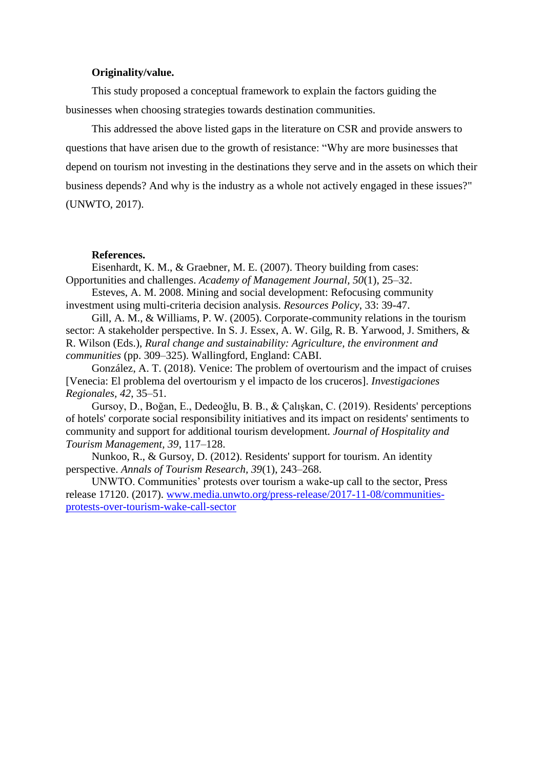**Originality/value.**

This study proposed a conceptual framework to explain the factors guiding the businesses when choosing strategies towards destination communities.

This addressed the above listed gaps in the literature on CSR and provide answers to questions that have arisen due to the growth of resistance: “Why are more businesses that depend on tourism not investing in the destinations they serve and in the assets on which their business depends? And why is the industry as a whole not actively engaged in these issues?" (UNWTO, 2017).

**References.**

Eisenhardt, K. M., & Graebner, M. E. (2007). Theory building from cases: Opportunities and challenges. *Academy of Management Journal*, *50*(1), 25–32.

Esteves, A. M. 2008. Mining and social development: Refocusing community investment using multi-criteria decision analysis. *Resources Policy*, 33: 39-47.

Gill, A. M., & Williams, P. W. (2005). Corporate-community relations in the tourism sector: A stakeholder perspective. In S. J. Essex, A. W. Gilg, R. B. Yarwood, J. Smithers, & R. Wilson (Eds.), *Rural change and sustainability: Agriculture, the environment and communities* (pp. 309–325). Wallingford, England: CABI.

González, A. T. (2018). Venice: The problem of overtourism and the impact of cruises [Venecia: El problema del overtourism y el impacto de los cruceros]. *Investigaciones Regionales*, *42*, 35–51.

Gursoy, D., Boğan, E., Dedeoğlu, B. B., & Çalışkan, C. (2019). Residents' perceptions of hotels' corporate social responsibility initiatives and its impact on residents' sentiments to community and support for additional tourism development. *Journal of Hospitality and Tourism Management*, *39*, 117–128.

Nunkoo, R., & Gursoy, D. (2012). Residents' support for tourism. An identity perspective. *Annals of Tourism Research*, *39*(1), 243–268.

UNWTO. Communities’ protests over tourism a wake-up call to the sector, Press release 17120. (2017). www.media.unwto.org/press-release/2017-11-08/communities-protests-over-tourism-wake-call-sector